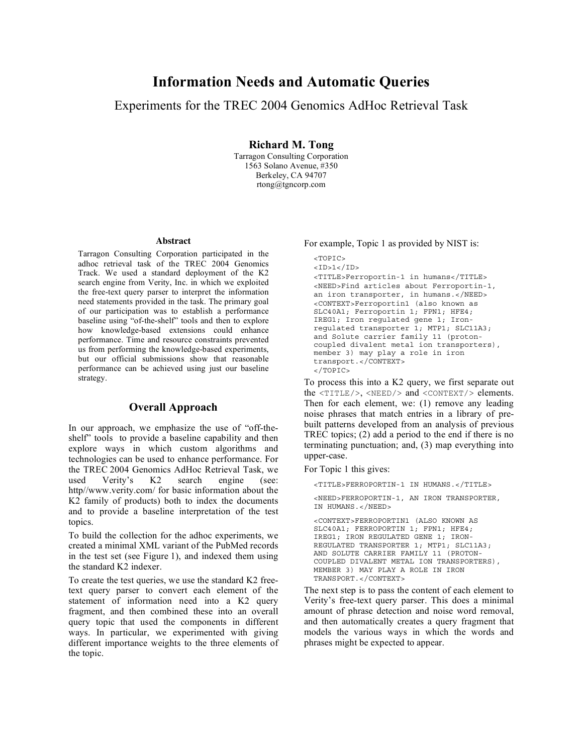# Information Needs and Automatic Queries

Experiments for the TREC 2004 Genomics AdHoc Retrieval Task

**Richard M. Tong**
Tarragon Consulting Corporation
1563 Solano Avenue, #350
Berkeley, CA 94707
rtong@tgncorp.com

### Abstract

Tarragon Consulting Corporation participated in the adhoc retrieval task of the TREC 2004 Genomics Track. We used a standard deployment of the K2 search engine from Verity, Inc. in which we exploited the free-text query parser to interpret the information need statements provided in the task. The primary goal of our participation was to establish a performance baseline using "of-the-shelf" tools and then to explore how knowledge-based extensions could enhance performance. Time and resource constraints prevented us from performing the knowledge-based experiments, but our official submissions show that reasonable performance can be achieved using just our baseline strategy.

## Overall Approach

In our approach, we emphasize the use of "off-the-shelf" tools to provide a baseline capability and then explore ways in which custom algorithms and technologies can be used to enhance performance. For the TREC 2004 Genomics AdHoc Retrieval Task, we used Verity's K2 search engine (see: http//www.verity.com/ for basic information about the K2 family of products) both to index the documents and to provide a baseline interpretation of the test topics.

To build the collection for the adhoc experiments, we created a minimal XML variant of the PubMed records in the test set (see Figure 1), and indexed them using the standard K2 indexer.

To create the test queries, we use the standard K2 free-text query parser to convert each element of the statement of information need into a K2 query fragment, and then combined these into an overall query topic that used the components in different ways. In particular, we experimented with giving different importance weights to the three elements of the topic.

For example, Topic 1 as provided by NIST is:

```
<TOPIC>
<ID>1</ID>
<TITLE>Ferroportin-1 in humans</TITLE>
<NEED>Find articles about Ferroportin-1,
an iron transporter, in humans.</NEED>
<CONTEXT>Ferroportin1 (also known as
SLC40A1; Ferroportin 1; FPN1; HFE4;
IREG1; Iron regulated gene 1; Iron-
regulated transporter 1; MTP1; SLC11A3;
and Solute carrier family 11 (proton-
coupled divalent metal ion transporters),
member 3) may play a role in iron
transport.</CONTEXT>
</TOPIC>
```

To process this into a K2 query, we first separate out the `<TITLE/>`, `<NEED/>` and `<CONTEXT/>` elements. Then for each element, we: (1) remove any leading noise phrases that match entries in a library of pre-built patterns developed from an analysis of previous TREC topics; (2) add a period to the end if there is no terminating punctuation; and, (3) map everything into upper-case.

For Topic 1 this gives:

```
<TITLE>FERROPORTIN-1 IN HUMANS.</TITLE>

<NEED>FERROPORTIN-1, AN IRON TRANSPORTER,
IN HUMANS.</NEED>

<CONTEXT>FERROPORTIN1 (ALSO KNOWN AS
SLC40A1; FERROPORTIN 1; FPN1; HFE4;
IREG1; IRON REGULATED GENE 1; IRON-
REGULATED TRANSPORTER 1; MTP1; SLC11A3;
AND SOLUTE CARRIER FAMILY 11 (PROTON-
COUPLED DIVALENT METAL ION TRANSPORTERS),
MEMBER 3) MAY PLAY A ROLE IN IRON
TRANSPORT.</CONTEXT>
```

The next step is to pass the content of each element to Verity's free-text query parser. This does a minimal amount of phrase detection and noise word removal, and then automatically creates a query fragment that models the various ways in which the words and phrases might be expected to appear.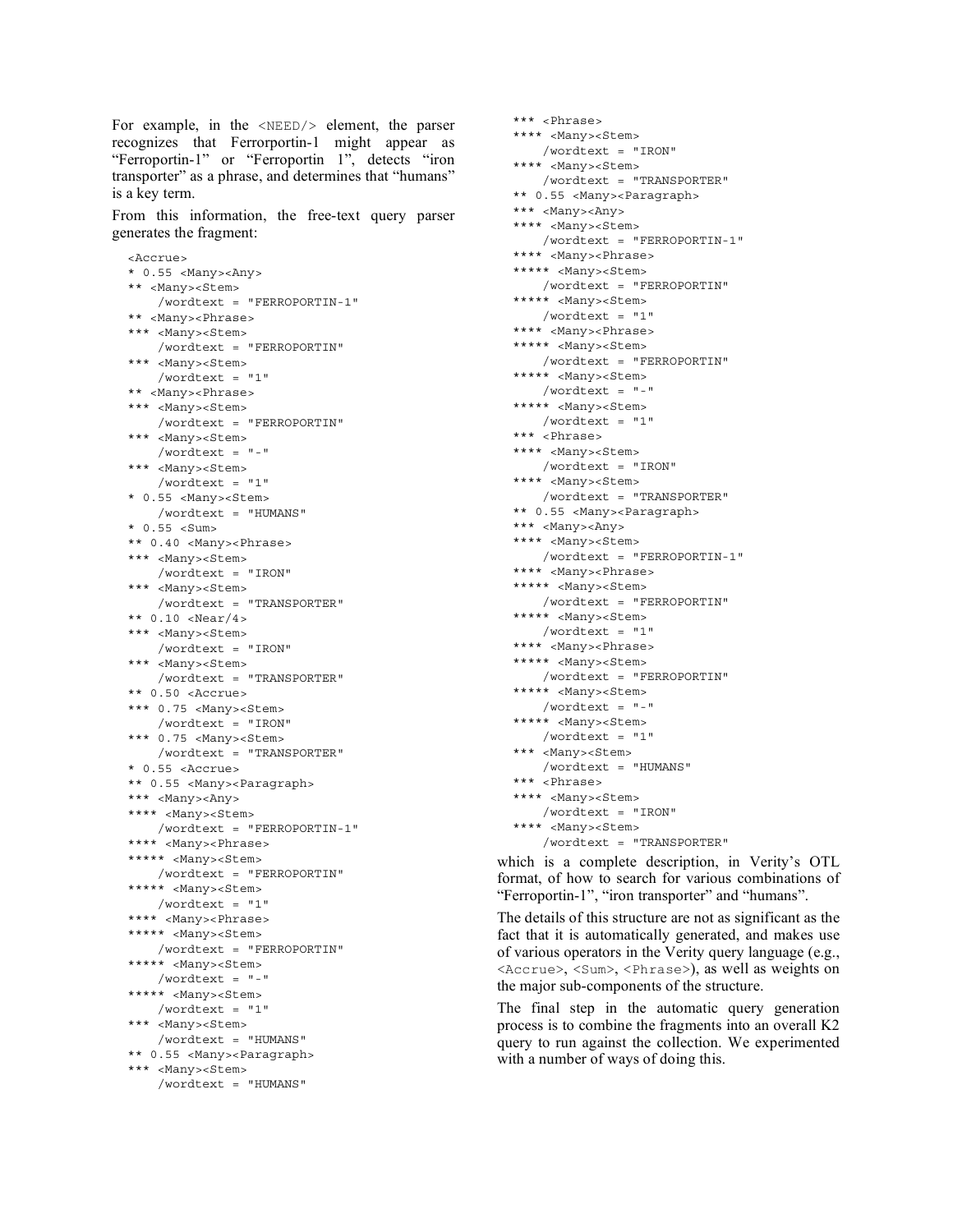For example, in the `<NEED/>` element, the parser recognizes that Ferrorportin-1 might appear as "Ferroportin-1" or "Ferroportin 1", detects "iron transporter" as a phrase, and determines that "humans" is a key term.

From this information, the free-text query parser generates the fragment:

```
<Accrue>
* 0.55 <Many><Any>
** <Many><Stem>
    /wordtext = "FERROPORTIN-1"
** <Many><Phrase>
*** <Many><Stem>
    /wordtext = "FERROPORTIN"
*** <Many><Stem>
    /wordtext = "1"
** <Many><Phrase>
*** <Many><Stem>
    /wordtext = "FERROPORTIN"
*** <Many><Stem>
    /wordtext = "-"
*** <Many><Stem>
    /wordtext = "1"
* 0.55 <Many><Stem>
    /wordtext = "HUMANS"
* 0.55 <Sum>
** 0.40 <Many><Phrase>
*** <Many><Stem>
    /wordtext = "IRON"
*** <Many><Stem>
    /wordtext = "TRANSPORTER"
** 0.10 <Near/4>
*** <Many><Stem>
    /wordtext = "IRON"
*** <Many><Stem>
    /wordtext = "TRANSPORTER"
** 0.50 <Accrue>
*** 0.75 <Many><Stem>
    /wordtext = "IRON"
*** 0.75 <Many><Stem>
    /wordtext = "TRANSPORTER"
* 0.55 <Accrue>
** 0.55 <Many><Paragraph>
*** <Many><Any>
**** <Many><Stem>
    /wordtext = "FERROPORTIN-1"
**** <Many><Phrase>
***** <Many><Stem>
    /wordtext = "FERROPORTIN"
***** <Many><Stem>
    /wordtext = "1"
**** <Many><Phrase>
***** <Many><Stem>
    /wordtext = "FERROPORTIN"
***** <Many><Stem>
    /wordtext = "-"
***** <Many><Stem>
    /wordtext = "1"
*** <Many><Stem>
    /wordtext = "HUMANS"
** 0.55 <Many><Paragraph>
*** <Many><Stem>
    /wordtext = "HUMANS"
*** <Phrase>
**** <Many><Stem>
    /wordtext = "IRON"
**** <Many><Stem>
    /wordtext = "TRANSPORTER"
** 0.55 <Many><Paragraph>
*** <Many><Any>
**** <Many><Stem>
    /wordtext = "FERROPORTIN-1"
**** <Many><Phrase>
***** <Many><Stem>
    /wordtext = "FERROPORTIN"
***** <Many><Stem>
    /wordtext = "1"
**** <Many><Phrase>
***** <Many><Stem>
    /wordtext = "FERROPORTIN"
***** <Many><Stem>
    /wordtext = "-"
***** <Many><Stem>
    /wordtext = "1"
*** <Phrase>
**** <Many><Stem>
    /wordtext = "IRON"
**** <Many><Stem>
    /wordtext = "TRANSPORTER"
** 0.55 <Many><Paragraph>
*** <Many><Any>
**** <Many><Stem>
    /wordtext = "FERROPORTIN-1"
**** <Many><Phrase>
***** <Many><Stem>
    /wordtext = "FERROPORTIN"
***** <Many><Stem>
    /wordtext = "1"
**** <Many><Phrase>
***** <Many><Stem>
    /wordtext = "FERROPORTIN"
***** <Many><Stem>
    /wordtext = "-"
***** <Many><Stem>
    /wordtext = "1"
*** <Many><Stem>
    /wordtext = "HUMANS"
*** <Phrase>
**** <Many><Stem>
    /wordtext = "IRON"
**** <Many><Stem>
    /wordtext = "TRANSPORTER"
```

which is a complete description, in Verity's OTL format, of how to search for various combinations of "Ferroportin-1", "iron transporter" and "humans".

The details of this structure are not as significant as the fact that it is automatically generated, and makes use of various operators in the Verity query language (e.g., `<Accrue>`, `<Sum>`, `<Phrase>`), as well as weights on the major sub-components of the structure.

The final step in the automatic query generation process is to combine the fragments into an overall K2 query to run against the collection. We experimented with a number of ways of doing this.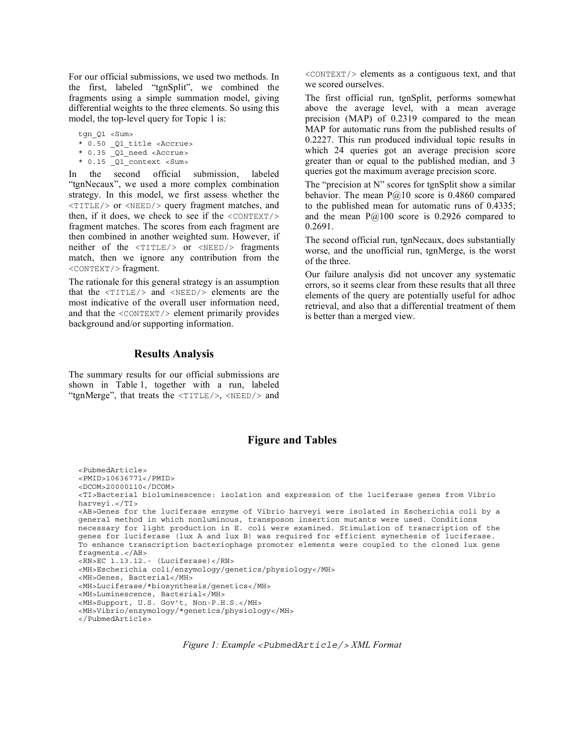For our official submissions, we used two methods. In the first, labeled "tgnSplit", we combined the fragments using a simple summation model, giving differential weights to the three elements. So using this model, the top-level query for Topic 1 is:

```
tgn_Q1 <Sum>
* 0.50 _Q1_title <Accrue>
* 0.35 _Q1_need <Accrue>
* 0.15 _Q1_context <Sum>
```

In the second official submission, labeled "tgnNecaux", we used a more complex combination strategy. In this model, we first assess whether the `<TITLE/>` or `<NEED/>` query fragment matches, and then, if it does, we check to see if the `<CONTEXT/>` fragment matches. The scores from each fragment are then combined in another weighted sum. However, if neither of the `<TITLE/>` or `<NEED/>` fragments match, then we ignore any contribution from the `<CONTEXT/>` fragment.

The rationale for this general strategy is an assumption that the `<TITLE/>` and `<NEED/>` elements are the most indicative of the overall user information need, and that the `<CONTEXT/>` element primarily provides background and/or supporting information.

## Results Analysis

The summary results for our official submissions are shown in Table 1, together with a run, labeled "tgnMerge", that treats the `<TITLE/>`, `<NEED/>` and `<CONTEXT/>` elements as a contiguous text, and that we scored ourselves.

The first official run, tgnSplit, performs somewhat above the average level, with a mean average precision (MAP) of 0.2319 compared to the mean MAP for automatic runs from the published results of 0.2227. This run produced individual topic results in which 24 queries got an average precision score greater than or equal to the published median, and 3 queries got the maximum average precision score.

The "precision at N" scores for tgnSplit show a similar behavior. The mean P@10 score is 0.4860 compared to the published mean for automatic runs of 0.4335; and the mean P@100 score is 0.2926 compared to 0.2691.

The second official run, tgnNecaux, does substantially worse, and the unofficial run, tgnMerge, is the worst of the three.

Our failure analysis did not uncover any systematic errors, so it seems clear from these results that all three elements of the query are potentially useful for adhoc retrieval, and also that a differential treatment of them is better than a merged view.

## Figure and Tables

```
<PubmedArticle>
<PMID>10636771</PMID>
<DCOM>20000110</DCOM>
<TI>Bacterial bioluminescence: isolation and expression of the luciferase genes from Vibrio
harveyi.</TI>
<AB>Genes for the luciferase enzyme of Vibrio harveyi were isolated in Escherichia coli by a
general method in which nonluminous, transposon insertion mutants were used. Conditions
necessary for light production in E. coli were examined. Stimulation of transcription of the
genes for luciferase (lux A and lux B) was required for efficient synethesis of luciferase.
To enhance transcription bacteriophage promoter elements were coupled to the cloned lux gene
fragments.</AB>
<RN>EC 1.13.12.- (Luciferase)</RN>
<MH>Escherichia coli/enzymology/genetics/physiology</MH>
<MH>Genes, Bacterial</MH>
<MH>Luciferase/*biosynthesis/genetics</MH>
<MH>Luminescence, Bacterial</MH>
<MH>Support, U.S. Gov't, Non-P.H.S.</MH>
<MH>Vibrio/enzymology/*genetics/physiology</MH>
</PubmedArticle>
```

*Figure 1: Example `<PubmedArticle/>` XML Format*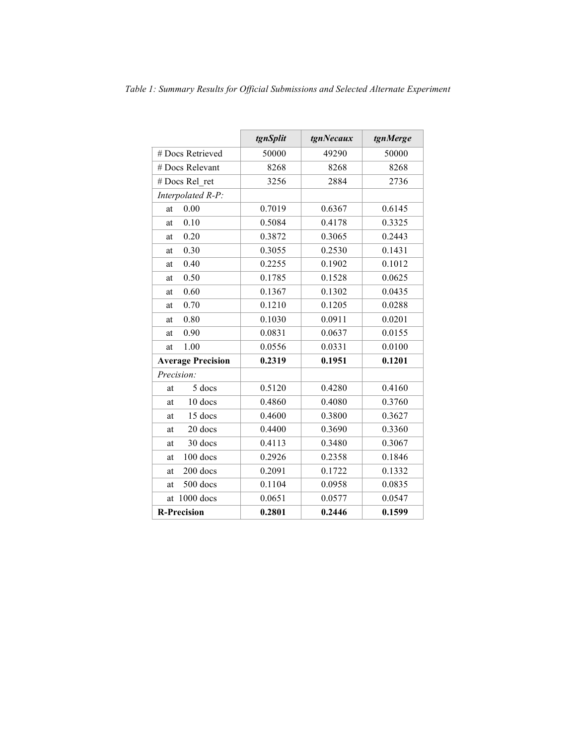*Table 1: Summary Results for Official Submissions and Selected Alternate Experiment*

| | ***tgnSplit*** | ***tgnNecaux*** | ***tgnMerge*** |
|---|---|---|---|
| # Docs Retrieved | 50000 | 49290 | 50000 |
| # Docs Relevant | 8268 | 8268 | 8268 |
| # Docs Rel_ret | 3256 | 2884 | 2736 |
| *Interpolated R-P:* | | | |
| at 0.00 | 0.7019 | 0.6367 | 0.6145 |
| at 0.10 | 0.5084 | 0.4178 | 0.3325 |
| at 0.20 | 0.3872 | 0.3065 | 0.2443 |
| at 0.30 | 0.3055 | 0.2530 | 0.1431 |
| at 0.40 | 0.2255 | 0.1902 | 0.1012 |
| at 0.50 | 0.1785 | 0.1528 | 0.0625 |
| at 0.60 | 0.1367 | 0.1302 | 0.0435 |
| at 0.70 | 0.1210 | 0.1205 | 0.0288 |
| at 0.80 | 0.1030 | 0.0911 | 0.0201 |
| at 0.90 | 0.0831 | 0.0637 | 0.0155 |
| at 1.00 | 0.0556 | 0.0331 | 0.0100 |
| **Average Precision** | **0.2319** | **0.1951** | **0.1201** |
| *Precision:* | | | |
| at 5 docs | 0.5120 | 0.4280 | 0.4160 |
| at 10 docs | 0.4860 | 0.4080 | 0.3760 |
| at 15 docs | 0.4600 | 0.3800 | 0.3627 |
| at 20 docs | 0.4400 | 0.3690 | 0.3360 |
| at 30 docs | 0.4113 | 0.3480 | 0.3067 |
| at 100 docs | 0.2926 | 0.2358 | 0.1846 |
| at 200 docs | 0.2091 | 0.1722 | 0.1332 |
| at 500 docs | 0.1104 | 0.0958 | 0.0835 |
| at 1000 docs | 0.0651 | 0.0577 | 0.0547 |
| **R-Precision** | **0.2801** | **0.2446** | **0.1599** |